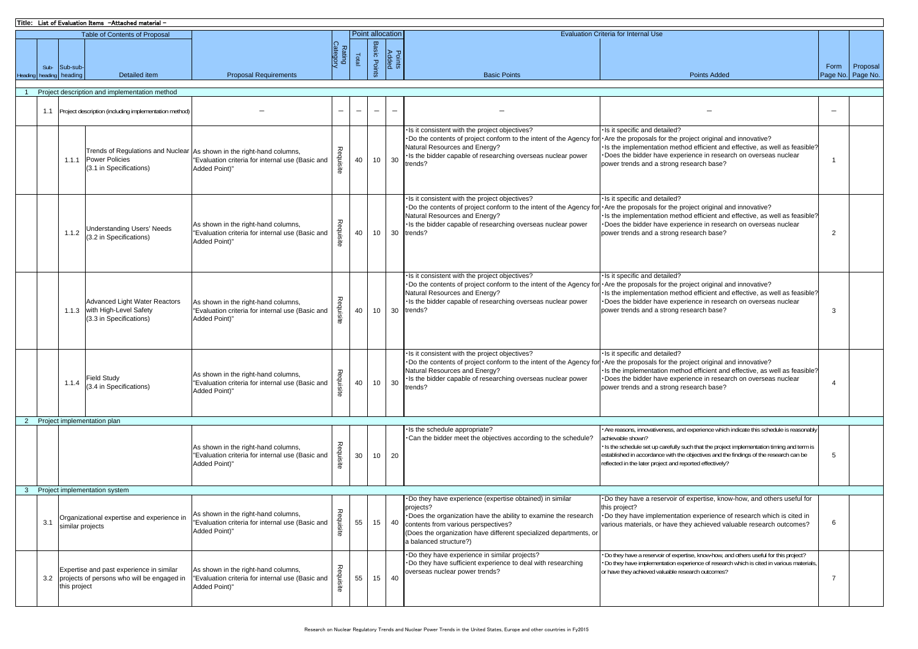**Title: List of Evaluation Items -Attached material -**

| Heading | Sub-heading | Sub-sub-heading | Detailed item | Proposal Requirements | Rating Category | Total | Basic Points | Points Added | Basic Points | Points Added | Form Page No. | Proposal Page No. |
|---|---|---|---|---|---|---|---|---|---|---|---|---|
| Table of Contents of Proposal | | | | | | Point allocation | | | Evaluation Criteria for Internal Use | | | |
| 1 | Project description and implementation method | | | | | | | | | | | |
| | 1.1 | Project description (including implementation method) | | – | – | – | – | – | – | – | – | |
| | | 1.1.1 | Trends of Regulations and Nuclear Power Policies (3.1 in Specifications) | As shown in the right-hand columns, "Evaluation criteria for internal use (Basic and Added Point)" | Requisite | 40 | 10 | 30 | ･Is it consistent with the project objectives? ･Do the contents of project conform to the intent of the Agency for Natural Resources and Energy? ･Is the bidder capable of researching overseas nuclear power trends? | ･Is it specific and detailed? ･Are the proposals for the project original and innovative? ･Is the implementation method efficient and effective, as well as feasible? ･Does the bidder have experience in research on overseas nuclear power trends and a strong research base? | 1 | |
| | | 1.1.2 | Understanding Users' Needs (3.2 in Specifications) | As shown in the right-hand columns, "Evaluation criteria for internal use (Basic and Added Point)" | Requisite | 40 | 10 | 30 | ･Is it consistent with the project objectives? ･Do the contents of project conform to the intent of the Agency for Natural Resources and Energy? ･Is the bidder capable of researching overseas nuclear power trends? | ･Is it specific and detailed? ･Are the proposals for the project original and innovative? ･Is the implementation method efficient and effective, as well as feasible? ･Does the bidder have experience in research on overseas nuclear power trends and a strong research base? | 2 | |
| | | 1.1.3 | Advanced Light Water Reactors with High-Level Safety (3.3 in Specifications) | As shown in the right-hand columns, "Evaluation criteria for internal use (Basic and Added Point)" | Requisite | 40 | 10 | 30 | ･Is it consistent with the project objectives? ･Do the contents of project conform to the intent of the Agency for Natural Resources and Energy? ･Is the bidder capable of researching overseas nuclear power trends? | ･Is it specific and detailed? ･Are the proposals for the project original and innovative? ･Is the implementation method efficient and effective, as well as feasible? ･Does the bidder have experience in research on overseas nuclear power trends and a strong research base? | 3 | |
| | | 1.1.4 | Field Study (3.4 in Specifications) | As shown in the right-hand columns, "Evaluation criteria for internal use (Basic and Added Point)" | Requisite | 40 | 10 | 30 | ･Is it consistent with the project objectives? ･Do the contents of project conform to the intent of the Agency for Natural Resources and Energy? ･Is the bidder capable of researching overseas nuclear power trends? | ･Is it specific and detailed? ･Are the proposals for the project original and innovative? ･Is the implementation method efficient and effective, as well as feasible? ･Does the bidder have experience in research on overseas nuclear power trends and a strong research base? | 4 | |
| 2 | Project implementation plan | | | | | | | | | | | |
| | | | | As shown in the right-hand columns, "Evaluation criteria for internal use (Basic and Added Point)" | Requisite | 30 | 10 | 20 | ･Is the schedule appropriate? ･Can the bidder meet the objectives according to the schedule? | ･Are reasons, innovativeness, and experience which indicate this schedule is reasonably achievable shown? ･Is the schedule set up carefully such that the project implementation timing and term is established in accordance with the objectives and the findings of the research can be reflected in the later project and reported effectively? | 5 | |
| 3 | Project implementation system | | | | | | | | | | | |
| | 3.1 | Organizational expertise and experience in similar projects | | As shown in the right-hand columns, "Evaluation criteria for internal use (Basic and Added Point)" | Requisite | 55 | 15 | 40 | ･Do they have experience (expertise obtained) in similar projects? ･Does the organization have the ability to examine the research contents from various perspectives? (Does the organization have different specialized departments, or a balanced structure?) | ･Do they have a reservoir of expertise, know-how, and others useful for this project? ･Do they have implementation experience of research which is cited in various materials, or have they achieved valuable research outcomes? | 6 | |
| | 3.2 | Expertise and past experience in similar projects of persons who will be engaged in this project | | As shown in the right-hand columns, "Evaluation criteria for internal use (Basic and Added Point)" | Requisite | 55 | 15 | 40 | ･Do they have experience in similar projects? ･Do they have sufficient experience to deal with researching overseas nuclear power trends? | ･Do they have a reservoir of expertise, know-how, and others useful for this project? ･Do they have implementation experience of research which is cited in various materials, or have they achieved valuable research outcomes? | 7 | |

Research on Nuclear Regulatory Trends and Nuclear Power Trends in the United States, Europe and other countries in Fy2015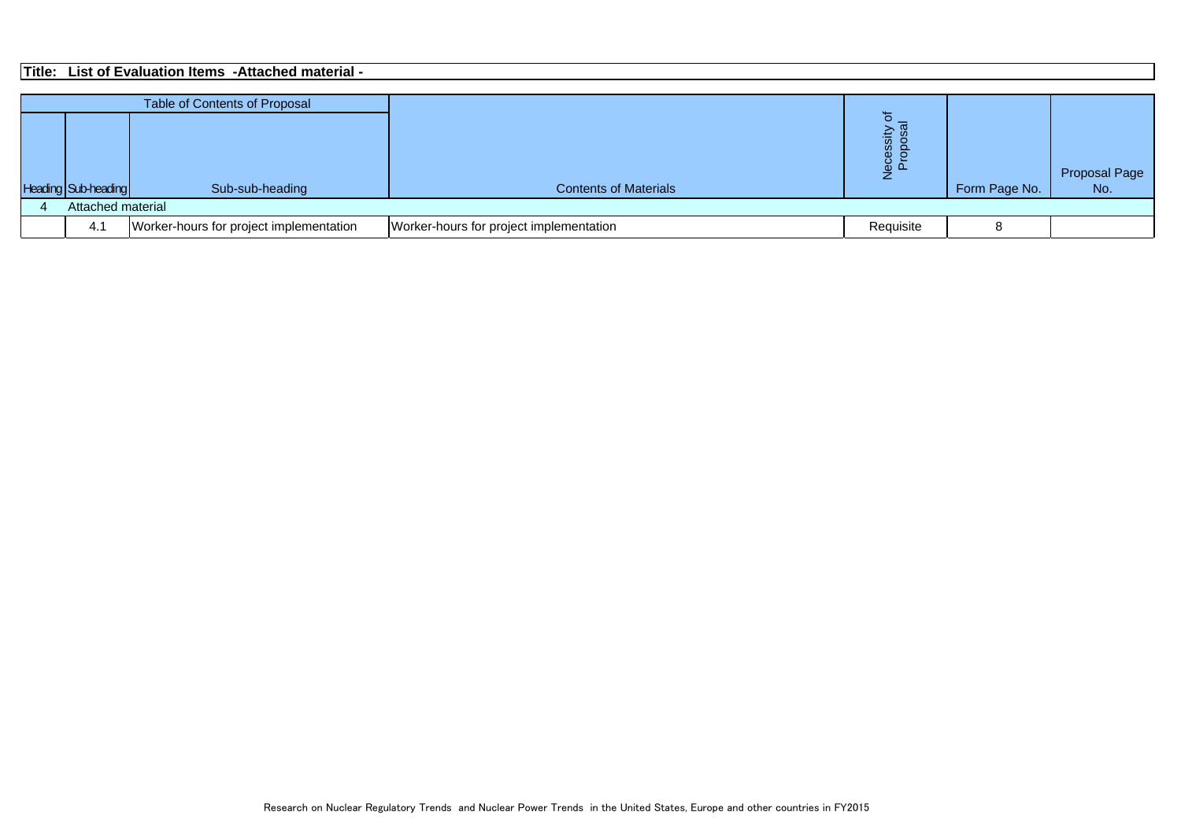**Title: List of Evaluation Items -Attached material -**

| Table of Contents of Proposal | | | | | | |
|---|---|---|---|---|---|---|
| Heading | Sub-heading | Sub-sub-heading | Contents of Materials | Necessity of Proposal | Form Page No. | Proposal Page No. |
| 4 | Attached material | | | | | |
| | 4.1 | Worker-hours for project implementation | Worker-hours for project implementation | Requisite | 8 | |

Research on Nuclear Regulatory Trends and Nuclear Power Trends in the United States, Europe and other countries in FY2015